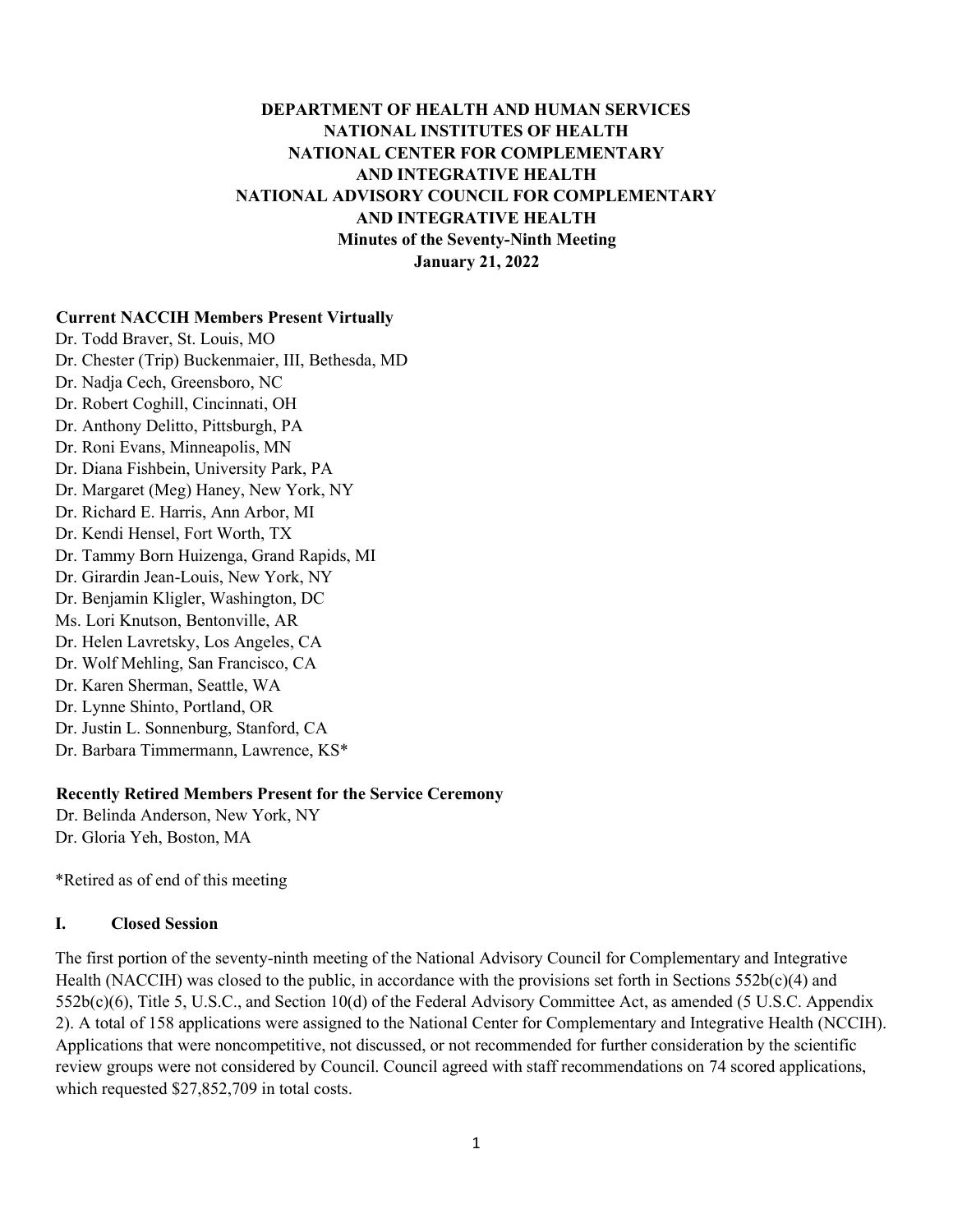# DEPARTMENT OF HEALTH AND HUMAN SERVICES
# NATIONAL INSTITUTES OF HEALTH
# NATIONAL CENTER FOR COMPLEMENTARY AND INTEGRATIVE HEALTH
# NATIONAL ADVISORY COUNCIL FOR COMPLEMENTARY AND INTEGRATIVE HEALTH

**Minules of the Seventy-Ninth Meeting**

**January 21, 2022**

**Current NACCIH Members Present Virtually**

Dr. Todd Braver, St. Louis, MO
Dr. Chester (Trip) Buckenmaier, III, Bethesda, MD
Dr. Nadja Cech, Greensboro, NC
Dr. Robert Coghill, Cincinnati, OH
Dr. Anthony Delitto, Pittsburgh, PA
Dr. Roni Evans, Minneapolis, MN
Dr. Diana Fishbein, University Park, PA
Dr. Margaret (Meg) Haney, New York, NY
Dr. Richard E. Harris, Ann Arbor, MI
Dr. Kendi Hensel, Fort Worth, TX
Dr. Tammy Born Huizenga, Grand Rapids, MI
Dr. Girardin Jean-Louis, New York, NY
Dr. Benjamin Kligler, Washington, DC
Ms. Lori Knutson, Bentonville, AR
Dr. Helen Lavretsky, Los Angeles, CA
Dr. Wolf Mehling, San Francisco, CA
Dr. Karen Sherman, Seattle, WA
Dr. Lynne Shinto, Portland, OR
Dr. Justin L. Sonnenburg, Stanford, CA
Dr. Barbara Timmermann, Lawrence, KS*

**Recently Retired Members Present for the Service Ceremony**

Dr. Belinda Anderson, New York, NY
Dr. Gloria Yeh, Boston, MA

*Retired as of end of this meeting

## I. Closed Session

The first portion of the seventy-ninth meeting of the National Advisory Council for Complementary and Integrative Health (NACCIH) was closed to the public, in accordance with the provisions set forth in Sections 552b(c)(4) and 552b(c)(6), Title 5, U.S.C., and Section 10(d) of the Federal Advisory Committee Act, as amended (5 U.S.C. Appendix 2). A total of 158 applications were assigned to the National Center for Complementary and Integrative Health (NCCIH). Applications that were noncompetitive, not discussed, or not recommended for further consideration by the scientific review groups were not considered by Council. Council agreed with staff recommendations on 74 scored applications, which requested $27,852,709 in total costs.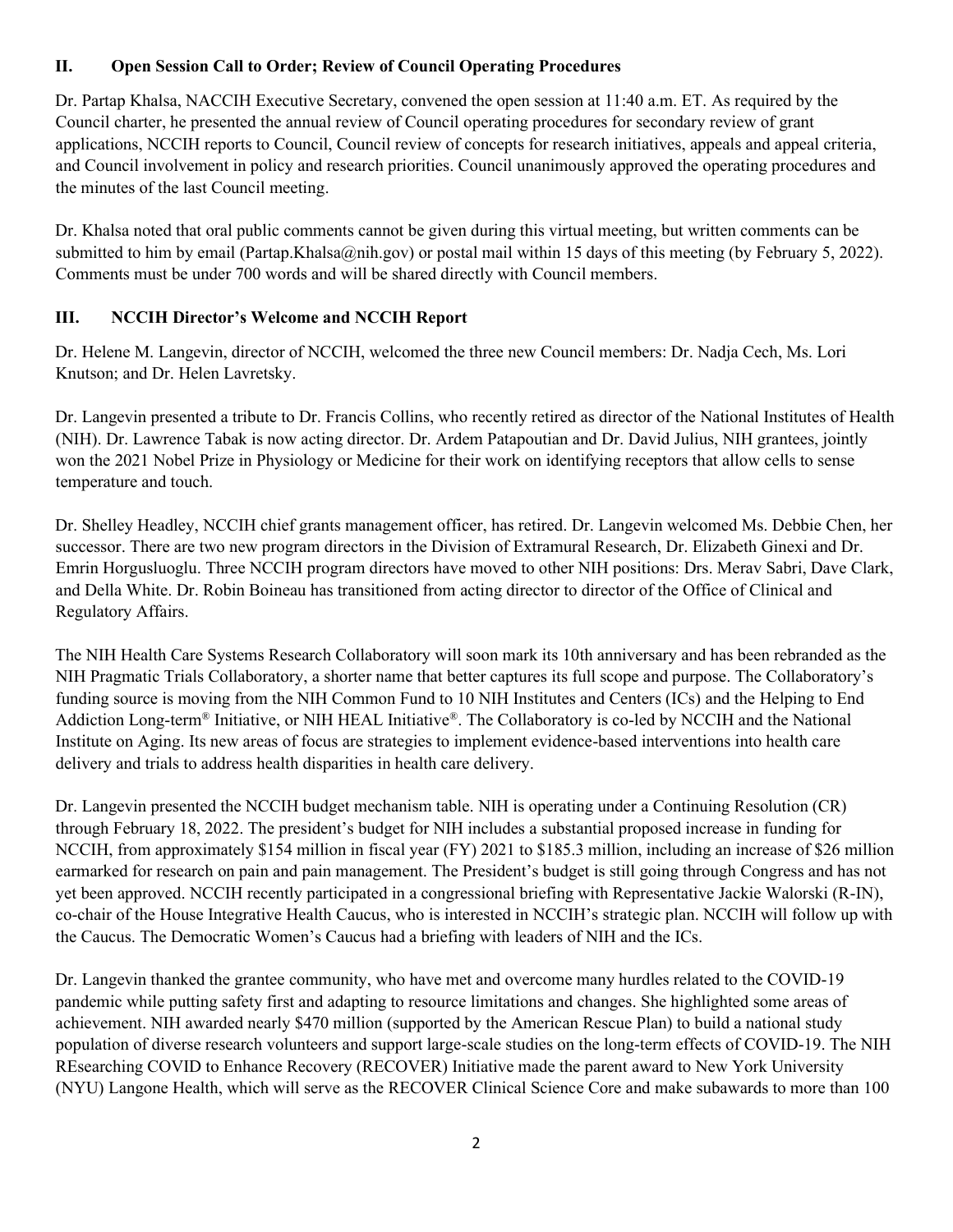## II. Open Session Call to Order; Review of Council Operating Procedures

Dr. Partap Khalsa, NACCIH Executive Secretary, convened the open session at 11:40 a.m. ET. As required by the Council charter, he presented the annual review of Council operating procedures for secondary review of grant applications, NCCIH reports to Council, Council review of concepts for research initiatives, appeals and appeal criteria, and Council involvement in policy and research priorities. Council unanimously approved the operating procedures and the minutes of the last Council meeting.

Dr. Khalsa noted that oral public comments cannot be given during this virtual meeting, but written comments can be submitted to him by email (Partap.Khalsa@nih.gov) or postal mail within 15 days of this meeting (by February 5, 2022). Comments must be under 700 words and will be shared directly with Council members.

## III. NCCIH Director's Welcome and NCCIH Report

Dr. Helene M. Langevin, director of NCCIH, welcomed the three new Council members: Dr. Nadja Cech, Ms. Lori Knutson; and Dr. Helen Lavretsky.

Dr. Langevin presented a tribute to Dr. Francis Collins, who recently retired as director of the National Institutes of Health (NIH). Dr. Lawrence Tabak is now acting director. Dr. Ardem Patapoutian and Dr. David Julius, NIH grantees, jointly won the 2021 Nobel Prize in Physiology or Medicine for their work on identifying receptors that allow cells to sense temperature and touch.

Dr. Shelley Headley, NCCIH chief grants management officer, has retired. Dr. Langevin welcomed Ms. Debbie Chen, her successor. There are two new program directors in the Division of Extramural Research, Dr. Elizabeth Ginexi and Dr. Emrin Horgusluoglu. Three NCCIH program directors have moved to other NIH positions: Drs. Merav Sabri, Dave Clark, and Della White. Dr. Robin Boineau has transitioned from acting director to director of the Office of Clinical and Regulatory Affairs.

The NIH Health Care Systems Research Collaboratory will soon mark its 10th anniversary and has been rebranded as the NIH Pragmatic Trials Collaboratory, a shorter name that better captures its full scope and purpose. The Collaboratory's funding source is moving from the NIH Common Fund to 10 NIH Institutes and Centers (ICs) and the Helping to End Addiction Long-term® Initiative, or NIH HEAL Initiative®. The Collaboratory is co-led by NCCIH and the National Institute on Aging. Its new areas of focus are strategies to implement evidence-based interventions into health care delivery and trials to address health disparities in health care delivery.

Dr. Langevin presented the NCCIH budget mechanism table. NIH is operating under a Continuing Resolution (CR) through February 18, 2022. The president's budget for NIH includes a substantial proposed increase in funding for NCCIH, from approximately $154 million in fiscal year (FY) 2021 to $185.3 million, including an increase of $26 million earmarked for research on pain and pain management. The President's budget is still going through Congress and has not yet been approved. NCCIH recently participated in a congressional briefing with Representative Jackie Walorski (R-IN), co-chair of the House Integrative Health Caucus, who is interested in NCCIH's strategic plan. NCCIH will follow up with the Caucus. The Democratic Women's Caucus had a briefing with leaders of NIH and the ICs.

Dr. Langevin thanked the grantee community, who have met and overcome many hurdles related to the COVID-19 pandemic while putting safety first and adapting to resource limitations and changes. She highlighted some areas of achievement. NIH awarded nearly $470 million (supported by the American Rescue Plan) to build a national study population of diverse research volunteers and support large-scale studies on the long-term effects of COVID-19. The NIH REsearching COVID to Enhance Recovery (RECOVER) Initiative made the parent award to New York University (NYU) Langone Health, which will serve as the RECOVER Clinical Science Core and make subawards to more than 100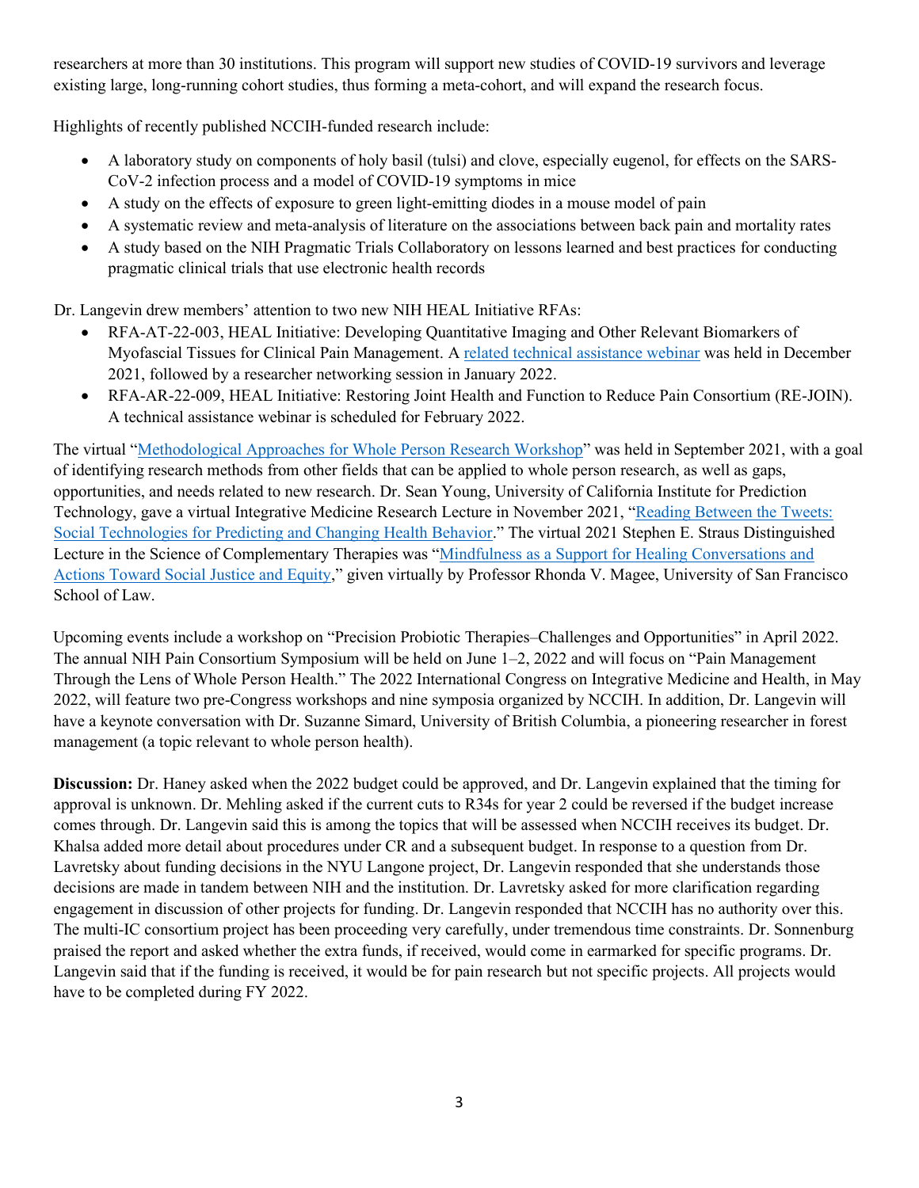researchers at more than 30 institutions. This program will support new studies of COVID-19 survivors and leverage existing large, long-running cohort studies, thus forming a meta-cohort, and will expand the research focus.

Highlights of recently published NCCIH-funded research include:

- A laboratory study on components of holy basil (tulsi) and clove, especially eugenol, for effects on the SARS-CoV-2 infection process and a model of COVID-19 symptoms in mice
- A study on the effects of exposure to green light-emitting diodes in a mouse model of pain
- A systematic review and meta-analysis of literature on the associations between back pain and mortality rates
- A study based on the NIH Pragmatic Trials Collaboratory on lessons learned and best practices for conducting pragmatic clinical trials that use electronic health records

Dr. Langevin drew members' attention to two new NIH HEAL Initiative RFAs:

- RFA-AT-22-003, HEAL Initiative: Developing Quantitative Imaging and Other Relevant Biomarkers of Myofascial Tissues for Clinical Pain Management. A related technical assistance webinar was held in December 2021, followed by a researcher networking session in January 2022.
- RFA-AR-22-009, HEAL Initiative: Restoring Joint Health and Function to Reduce Pain Consortium (RE-JOIN). A technical assistance webinar is scheduled for February 2022.

The virtual "Methodological Approaches for Whole Person Research Workshop" was held in September 2021, with a goal of identifying research methods from other fields that can be applied to whole person research, as well as gaps, opportunities, and needs related to new research. Dr. Sean Young, University of California Institute for Prediction Technology, gave a virtual Integrative Medicine Research Lecture in November 2021, "Reading Between the Tweets: Social Technologies for Predicting and Changing Health Behavior." The virtual 2021 Stephen E. Straus Distinguished Lecture in the Science of Complementary Therapies was "Mindfulness as a Support for Healing Conversations and Actions Toward Social Justice and Equity," given virtually by Professor Rhonda V. Magee, University of San Francisco School of Law.

Upcoming events include a workshop on "Precision Probiotic Therapies–Challenges and Opportunities" in April 2022. The annual NIH Pain Consortium Symposium will be held on June 1–2, 2022 and will focus on "Pain Management Through the Lens of Whole Person Health." The 2022 International Congress on Integrative Medicine and Health, in May 2022, will feature two pre-Congress workshops and nine symposia organized by NCCIH. In addition, Dr. Langevin will have a keynote conversation with Dr. Suzanne Simard, University of British Columbia, a pioneering researcher in forest management (a topic relevant to whole person health).

**Discussion:** Dr. Haney asked when the 2022 budget could be approved, and Dr. Langevin explained that the timing for approval is unknown. Dr. Mehling asked if the current cuts to R34s for year 2 could be reversed if the budget increase comes through. Dr. Langevin said this is among the topics that will be assessed when NCCIH receives its budget. Dr. Khalsa added more detail about procedures under CR and a subsequent budget. In response to a question from Dr. Lavretsky about funding decisions in the NYU Langone project, Dr. Langevin responded that she understands those decisions are made in tandem between NIH and the institution. Dr. Lavretsky asked for more clarification regarding engagement in discussion of other projects for funding. Dr. Langevin responded that NCCIH has no authority over this. The multi-IC consortium project has been proceeding very carefully, under tremendous time constraints. Dr. Sonnenburg praised the report and asked whether the extra funds, if received, would come in earmarked for specific programs. Dr. Langevin said that if the funding is received, it would be for pain research but not specific projects. All projects would have to be completed during FY 2022.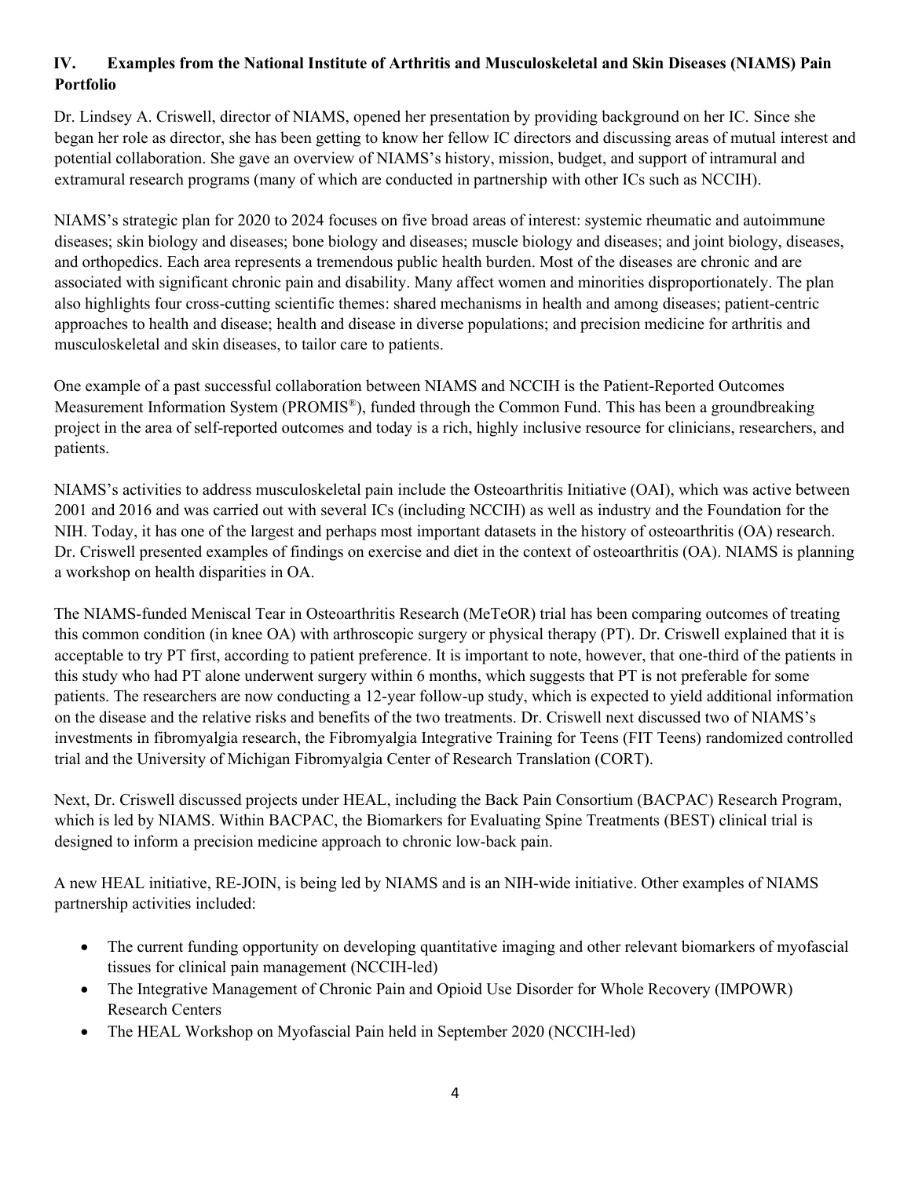## IV. Examples from the National Institute of Arthritis and Musculoskeletal and Skin Diseases (NIAMS) Pain Portfolio

Dr. Lindsey A. Criswell, director of NIAMS, opened her presentation by providing background on her IC. Since she began her role as director, she has been getting to know her fellow IC directors and discussing areas of mutual interest and potential collaboration. She gave an overview of NIAMS's history, mission, budget, and support of intramural and extramural research programs (many of which are conducted in partnership with other ICs such as NCCIH).

NIAMS's strategic plan for 2020 to 2024 focuses on five broad areas of interest: systemic rheumatic and autoimmune diseases; skin biology and diseases; bone biology and diseases; muscle biology and diseases; and joint biology, diseases, and orthopedics. Each area represents a tremendous public health burden. Most of the diseases are chronic and are associated with significant chronic pain and disability. Many affect women and minorities disproportionately. The plan also highlights four cross-cutting scientific themes: shared mechanisms in health and among diseases; patient-centric approaches to health and disease; health and disease in diverse populations; and precision medicine for arthritis and musculoskeletal and skin diseases, to tailor care to patients.

One example of a past successful collaboration between NIAMS and NCCIH is the Patient-Reported Outcomes Measurement Information System (PROMIS®), funded through the Common Fund. This has been a groundbreaking project in the area of self-reported outcomes and today is a rich, highly inclusive resource for clinicians, researchers, and patients.

NIAMS's activities to address musculoskeletal pain include the Osteoarthritis Initiative (OAI), which was active between 2001 and 2016 and was carried out with several ICs (including NCCIH) as well as industry and the Foundation for the NIH. Today, it has one of the largest and perhaps most important datasets in the history of osteoarthritis (OA) research. Dr. Criswell presented examples of findings on exercise and diet in the context of osteoarthritis (OA). NIAMS is planning a workshop on health disparities in OA.

The NIAMS-funded Meniscal Tear in Osteoarthritis Research (MeTeOR) trial has been comparing outcomes of treating this common condition (in knee OA) with arthroscopic surgery or physical therapy (PT). Dr. Criswell explained that it is acceptable to try PT first, according to patient preference. It is important to note, however, that one-third of the patients in this study who had PT alone underwent surgery within 6 months, which suggests that PT is not preferable for some patients. The researchers are now conducting a 12-year follow-up study, which is expected to yield additional information on the disease and the relative risks and benefits of the two treatments. Dr. Criswell next discussed two of NIAMS's investments in fibromyalgia research, the Fibromyalgia Integrative Training for Teens (FIT Teens) randomized controlled trial and the University of Michigan Fibromyalgia Center of Research Translation (CORT).

Next, Dr. Criswell discussed projects under HEAL, including the Back Pain Consortium (BACPAC) Research Program, which is led by NIAMS. Within BACPAC, the Biomarkers for Evaluating Spine Treatments (BEST) clinical trial is designed to inform a precision medicine approach to chronic low-back pain.

A new HEAL initiative, RE-JOIN, is being led by NIAMS and is an NIH-wide initiative. Other examples of NIAMS partnership activities included:

- The current funding opportunity on developing quantitative imaging and other relevant biomarkers of myofascial tissues for clinical pain management (NCCIH-led)
- The Integrative Management of Chronic Pain and Opioid Use Disorder for Whole Recovery (IMPOWR) Research Centers
- The HEAL Workshop on Myofascial Pain held in September 2020 (NCCIH-led)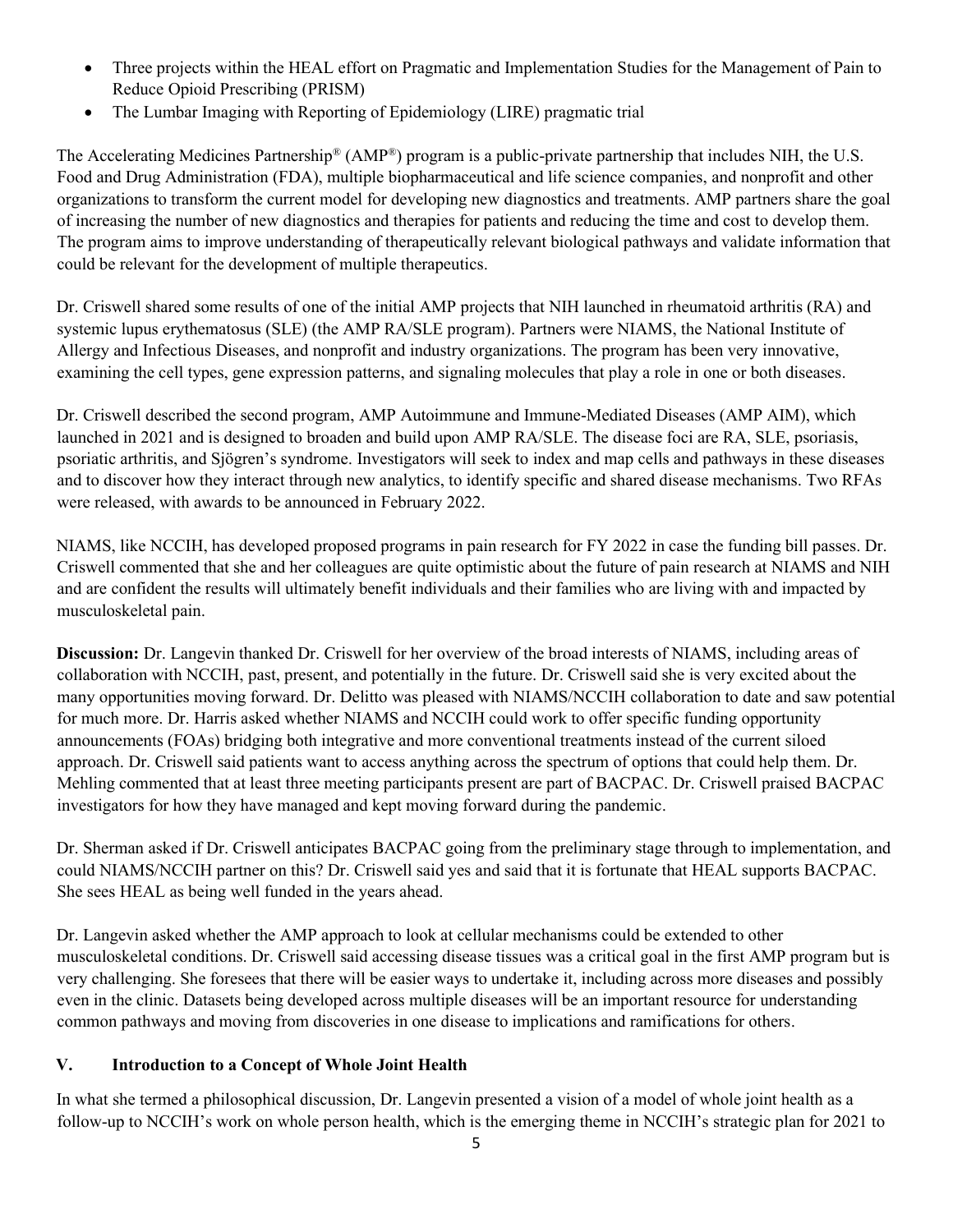- Three projects within the HEAL effort on Pragmatic and Implementation Studies for the Management of Pain to Reduce Opioid Prescribing (PRISM)
- The Lumbar Imaging with Reporting of Epidemiology (LIRE) pragmatic trial

The Accelerating Medicines Partnership® (AMP®) program is a public-private partnership that includes NIH, the U.S. Food and Drug Administration (FDA), multiple biopharmaceutical and life science companies, and nonprofit and other organizations to transform the current model for developing new diagnostics and treatments. AMP partners share the goal of increasing the number of new diagnostics and therapies for patients and reducing the time and cost to develop them. The program aims to improve understanding of therapeutically relevant biological pathways and validate information that could be relevant for the development of multiple therapeutics.

Dr. Criswell shared some results of one of the initial AMP projects that NIH launched in rheumatoid arthritis (RA) and systemic lupus erythematosus (SLE) (the AMP RA/SLE program). Partners were NIAMS, the National Institute of Allergy and Infectious Diseases, and nonprofit and industry organizations. The program has been very innovative, examining the cell types, gene expression patterns, and signaling molecules that play a role in one or both diseases.

Dr. Criswell described the second program, AMP Autoimmune and Immune-Mediated Diseases (AMP AIM), which launched in 2021 and is designed to broaden and build upon AMP RA/SLE. The disease foci are RA, SLE, psoriasis, psoriatic arthritis, and Sjögren's syndrome. Investigators will seek to index and map cells and pathways in these diseases and to discover how they interact through new analytics, to identify specific and shared disease mechanisms. Two RFAs were released, with awards to be announced in February 2022.

NIAMS, like NCCIH, has developed proposed programs in pain research for FY 2022 in case the funding bill passes. Dr. Criswell commented that she and her colleagues are quite optimistic about the future of pain research at NIAMS and NIH and are confident the results will ultimately benefit individuals and their families who are living with and impacted by musculoskeletal pain.

**Discussion:** Dr. Langevin thanked Dr. Criswell for her overview of the broad interests of NIAMS, including areas of collaboration with NCCIH, past, present, and potentially in the future. Dr. Criswell said she is very excited about the many opportunities moving forward. Dr. Delitto was pleased with NIAMS/NCCIH collaboration to date and saw potential for much more. Dr. Harris asked whether NIAMS and NCCIH could work to offer specific funding opportunity announcements (FOAs) bridging both integrative and more conventional treatments instead of the current siloed approach. Dr. Criswell said patients want to access anything across the spectrum of options that could help them. Dr. Mehling commented that at least three meeting participants present are part of BACPAC. Dr. Criswell praised BACPAC investigators for how they have managed and kept moving forward during the pandemic.

Dr. Sherman asked if Dr. Criswell anticipates BACPAC going from the preliminary stage through to implementation, and could NIAMS/NCCIH partner on this? Dr. Criswell said yes and said that it is fortunate that HEAL supports BACPAC. She sees HEAL as being well funded in the years ahead.

Dr. Langevin asked whether the AMP approach to look at cellular mechanisms could be extended to other musculoskeletal conditions. Dr. Criswell said accessing disease tissues was a critical goal in the first AMP program but is very challenging. She foresees that there will be easier ways to undertake it, including across more diseases and possibly even in the clinic. Datasets being developed across multiple diseases will be an important resource for understanding common pathways and moving from discoveries in one disease to implications and ramifications for others.

## V. Introduction to a Concept of Whole Joint Health

In what she termed a philosophical discussion, Dr. Langevin presented a vision of a model of whole joint health as a follow-up to NCCIH's work on whole person health, which is the emerging theme in NCCIH's strategic plan for 2021 to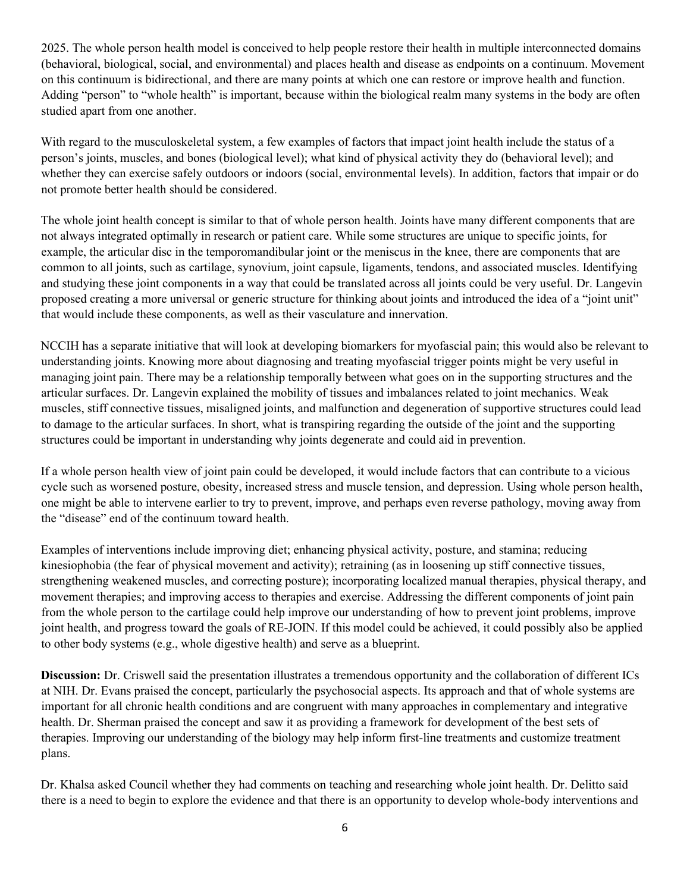2025. The whole person health model is conceived to help people restore their health in multiple interconnected domains (behavioral, biological, social, and environmental) and places health and disease as endpoints on a continuum. Movement on this continuum is bidirectional, and there are many points at which one can restore or improve health and function. Adding "person" to "whole health" is important, because within the biological realm many systems in the body are often studied apart from one another.

With regard to the musculoskeletal system, a few examples of factors that impact joint health include the status of a person's joints, muscles, and bones (biological level); what kind of physical activity they do (behavioral level); and whether they can exercise safely outdoors or indoors (social, environmental levels). In addition, factors that impair or do not promote better health should be considered.

The whole joint health concept is similar to that of whole person health. Joints have many different components that are not always integrated optimally in research or patient care. While some structures are unique to specific joints, for example, the articular disc in the temporomandibular joint or the meniscus in the knee, there are components that are common to all joints, such as cartilage, synovium, joint capsule, ligaments, tendons, and associated muscles. Identifying and studying these joint components in a way that could be translated across all joints could be very useful. Dr. Langevin proposed creating a more universal or generic structure for thinking about joints and introduced the idea of a "joint unit" that would include these components, as well as their vasculature and innervation.

NCCIH has a separate initiative that will look at developing biomarkers for myofascial pain; this would also be relevant to understanding joints. Knowing more about diagnosing and treating myofascial trigger points might be very useful in managing joint pain. There may be a relationship temporally between what goes on in the supporting structures and the articular surfaces. Dr. Langevin explained the mobility of tissues and imbalances related to joint mechanics. Weak muscles, stiff connective tissues, misaligned joints, and malfunction and degeneration of supportive structures could lead to damage to the articular surfaces. In short, what is transpiring regarding the outside of the joint and the supporting structures could be important in understanding why joints degenerate and could aid in prevention.

If a whole person health view of joint pain could be developed, it would include factors that can contribute to a vicious cycle such as worsened posture, obesity, increased stress and muscle tension, and depression. Using whole person health, one might be able to intervene earlier to try to prevent, improve, and perhaps even reverse pathology, moving away from the "disease" end of the continuum toward health.

Examples of interventions include improving diet; enhancing physical activity, posture, and stamina; reducing kinesiophobia (the fear of physical movement and activity); retraining (as in loosening up stiff connective tissues, strengthening weakened muscles, and correcting posture); incorporating localized manual therapies, physical therapy, and movement therapies; and improving access to therapies and exercise. Addressing the different components of joint pain from the whole person to the cartilage could help improve our understanding of how to prevent joint problems, improve joint health, and progress toward the goals of RE-JOIN. If this model could be achieved, it could possibly also be applied to other body systems (e.g., whole digestive health) and serve as a blueprint.

**Discussion:** Dr. Criswell said the presentation illustrates a tremendous opportunity and the collaboration of different ICs at NIH. Dr. Evans praised the concept, particularly the psychosocial aspects. Its approach and that of whole systems are important for all chronic health conditions and are congruent with many approaches in complementary and integrative health. Dr. Sherman praised the concept and saw it as providing a framework for development of the best sets of therapies. Improving our understanding of the biology may help inform first-line treatments and customize treatment plans.

Dr. Khalsa asked Council whether they had comments on teaching and researching whole joint health. Dr. Delitto said there is a need to begin to explore the evidence and that there is an opportunity to develop whole-body interventions and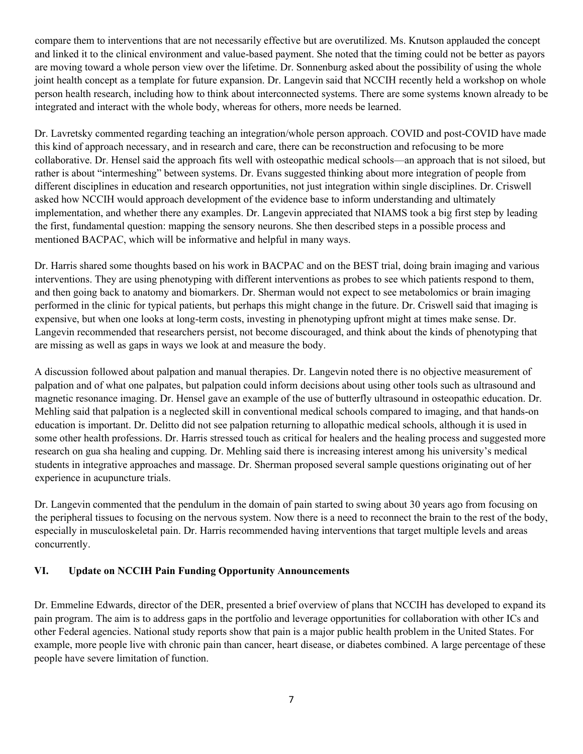compare them to interventions that are not necessarily effective but are overutilized. Ms. Knutson applauded the concept and linked it to the clinical environment and value-based payment. She noted that the timing could not be better as payors are moving toward a whole person view over the lifetime. Dr. Sonnenburg asked about the possibility of using the whole joint health concept as a template for future expansion. Dr. Langevin said that NCCIH recently held a workshop on whole person health research, including how to think about interconnected systems. There are some systems known already to be integrated and interact with the whole body, whereas for others, more needs be learned.

Dr. Lavretsky commented regarding teaching an integration/whole person approach. COVID and post-COVID have made this kind of approach necessary, and in research and care, there can be reconstruction and refocusing to be more collaborative. Dr. Hensel said the approach fits well with osteopathic medical schools—an approach that is not siloed, but rather is about "intermeshing" between systems. Dr. Evans suggested thinking about more integration of people from different disciplines in education and research opportunities, not just integration within single disciplines. Dr. Criswell asked how NCCIH would approach development of the evidence base to inform understanding and ultimately implementation, and whether there any examples. Dr. Langevin appreciated that NIAMS took a big first step by leading the first, fundamental question: mapping the sensory neurons. She then described steps in a possible process and mentioned BACPAC, which will be informative and helpful in many ways.

Dr. Harris shared some thoughts based on his work in BACPAC and on the BEST trial, doing brain imaging and various interventions. They are using phenotyping with different interventions as probes to see which patients respond to them, and then going back to anatomy and biomarkers. Dr. Sherman would not expect to see metabolomics or brain imaging performed in the clinic for typical patients, but perhaps this might change in the future. Dr. Criswell said that imaging is expensive, but when one looks at long-term costs, investing in phenotyping upfront might at times make sense. Dr. Langevin recommended that researchers persist, not become discouraged, and think about the kinds of phenotyping that are missing as well as gaps in ways we look at and measure the body.

A discussion followed about palpation and manual therapies. Dr. Langevin noted there is no objective measurement of palpation and of what one palpates, but palpation could inform decisions about using other tools such as ultrasound and magnetic resonance imaging. Dr. Hensel gave an example of the use of butterfly ultrasound in osteopathic education. Dr. Mehling said that palpation is a neglected skill in conventional medical schools compared to imaging, and that hands-on education is important. Dr. Delitto did not see palpation returning to allopathic medical schools, although it is used in some other health professions. Dr. Harris stressed touch as critical for healers and the healing process and suggested more research on gua sha healing and cupping. Dr. Mehling said there is increasing interest among his university's medical students in integrative approaches and massage. Dr. Sherman proposed several sample questions originating out of her experience in acupuncture trials.

Dr. Langevin commented that the pendulum in the domain of pain started to swing about 30 years ago from focusing on the peripheral tissues to focusing on the nervous system. Now there is a need to reconnect the brain to the rest of the body, especially in musculoskeletal pain. Dr. Harris recommended having interventions that target multiple levels and areas concurrently.

## VI. Update on NCCIH Pain Funding Opportunity Announcements

Dr. Emmeline Edwards, director of the DER, presented a brief overview of plans that NCCIH has developed to expand its pain program. The aim is to address gaps in the portfolio and leverage opportunities for collaboration with other ICs and other Federal agencies. National study reports show that pain is a major public health problem in the United States. For example, more people live with chronic pain than cancer, heart disease, or diabetes combined. A large percentage of these people have severe limitation of function.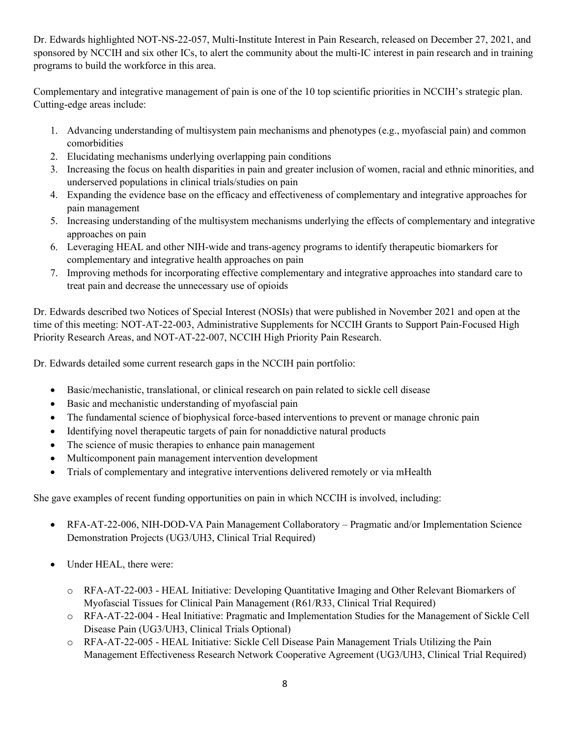Dr. Edwards highlighted NOT-NS-22-057, Multi-Institute Interest in Pain Research, released on December 27, 2021, and sponsored by NCCIH and six other ICs, to alert the community about the multi-IC interest in pain research and in training programs to build the workforce in this area.

Complementary and integrative management of pain is one of the 10 top scientific priorities in NCCIH's strategic plan. Cutting-edge areas include:

1. Advancing understanding of multisystem pain mechanisms and phenotypes (e.g., myofascial pain) and common comorbidities
2. Elucidating mechanisms underlying overlapping pain conditions
3. Increasing the focus on health disparities in pain and greater inclusion of women, racial and ethnic minorities, and underserved populations in clinical trials/studies on pain
4. Expanding the evidence base on the efficacy and effectiveness of complementary and integrative approaches for pain management
5. Increasing understanding of the multisystem mechanisms underlying the effects of complementary and integrative approaches on pain
6. Leveraging HEAL and other NIH-wide and trans-agency programs to identify therapeutic biomarkers for complementary and integrative health approaches on pain
7. Improving methods for incorporating effective complementary and integrative approaches into standard care to treat pain and decrease the unnecessary use of opioids

Dr. Edwards described two Notices of Special Interest (NOSIs) that were published in November 2021 and open at the time of this meeting: NOT-AT-22-003, Administrative Supplements for NCCIH Grants to Support Pain-Focused High Priority Research Areas, and NOT-AT-22-007, NCCIH High Priority Pain Research.

Dr. Edwards detailed some current research gaps in the NCCIH pain portfolio:

- Basic/mechanistic, translational, or clinical research on pain related to sickle cell disease
- Basic and mechanistic understanding of myofascial pain
- The fundamental science of biophysical force-based interventions to prevent or manage chronic pain
- Identifying novel therapeutic targets of pain for nonaddictive natural products
- The science of music therapies to enhance pain management
- Multicomponent pain management intervention development
- Trials of complementary and integrative interventions delivered remotely or via mHealth

She gave examples of recent funding opportunities on pain in which NCCIH is involved, including:

- RFA-AT-22-006, NIH-DOD-VA Pain Management Collaboratory – Pragmatic and/or Implementation Science Demonstration Projects (UG3/UH3, Clinical Trial Required)

- Under HEAL, there were:
  - RFA-AT-22-003 - HEAL Initiative: Developing Quantitative Imaging and Other Relevant Biomarkers of Myofascial Tissues for Clinical Pain Management (R61/R33, Clinical Trial Required)
  - RFA-AT-22-004 - Heal Initiative: Pragmatic and Implementation Studies for the Management of Sickle Cell Disease Pain (UG3/UH3, Clinical Trials Optional)
  - RFA-AT-22-005 - HEAL Initiative: Sickle Cell Disease Pain Management Trials Utilizing the Pain Management Effectiveness Research Network Cooperative Agreement (UG3/UH3, Clinical Trial Required)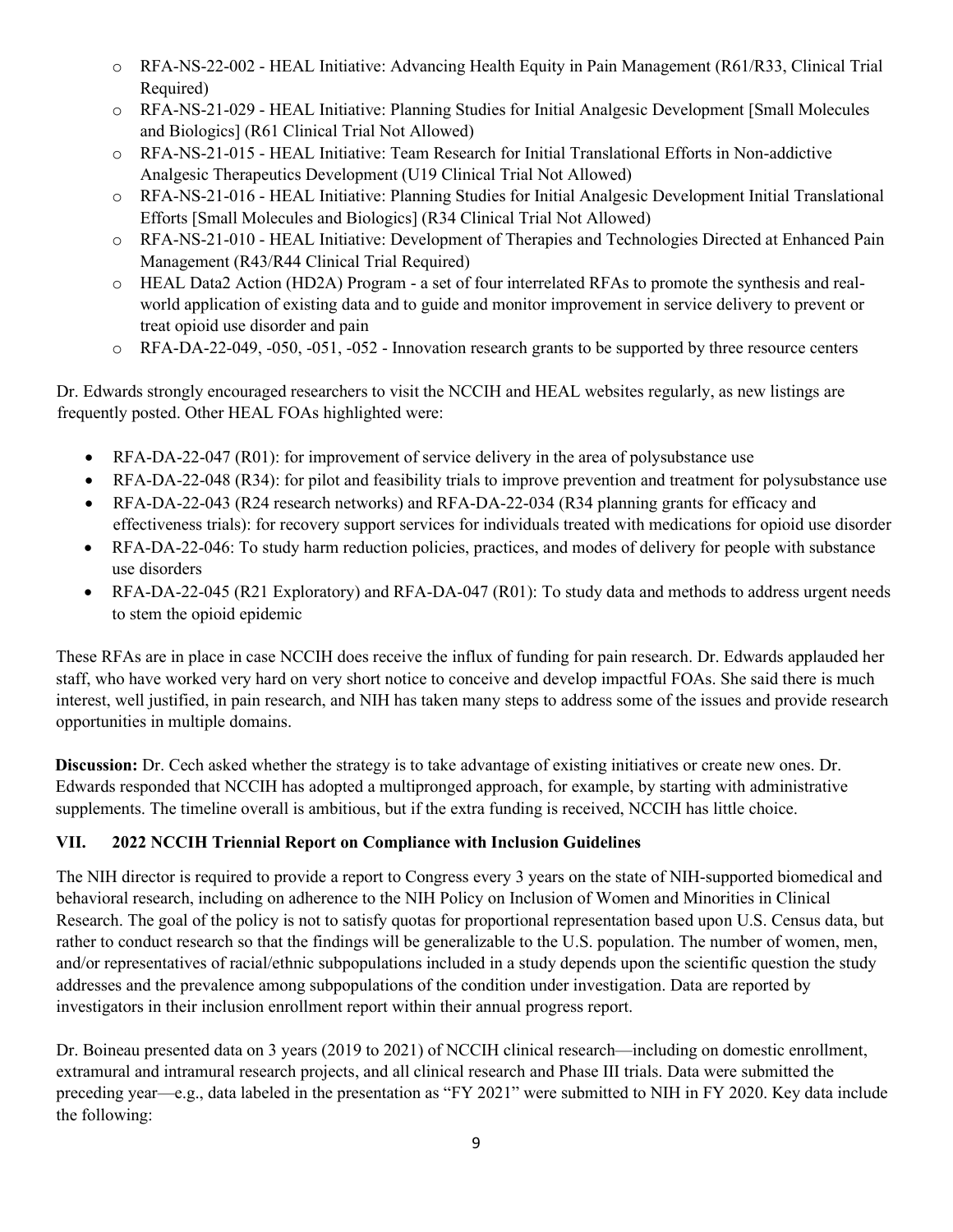- RFA-NS-22-002 - HEAL Initiative: Advancing Health Equity in Pain Management (R61/R33, Clinical Trial Required)
- RFA-NS-21-029 - HEAL Initiative: Planning Studies for Initial Analgesic Development [Small Molecules and Biologics] (R61 Clinical Trial Not Allowed)
- RFA-NS-21-015 - HEAL Initiative: Team Research for Initial Translational Efforts in Non-addictive Analgesic Therapeutics Development (U19 Clinical Trial Not Allowed)
- RFA-NS-21-016 - HEAL Initiative: Planning Studies for Initial Analgesic Development Initial Translational Efforts [Small Molecules and Biologics] (R34 Clinical Trial Not Allowed)
- RFA-NS-21-010 - HEAL Initiative: Development of Therapies and Technologies Directed at Enhanced Pain Management (R43/R44 Clinical Trial Required)
- HEAL Data2 Action (HD2A) Program - a set of four interrelated RFAs to promote the synthesis and real-world application of existing data and to guide and monitor improvement in service delivery to prevent or treat opioid use disorder and pain
- RFA-DA-22-049, -050, -051, -052 - Innovation research grants to be supported by three resource centers

Dr. Edwards strongly encouraged researchers to visit the NCCIH and HEAL websites regularly, as new listings are frequently posted. Other HEAL FOAs highlighted were:

- RFA-DA-22-047 (R01): for improvement of service delivery in the area of polysubstance use
- RFA-DA-22-048 (R34): for pilot and feasibility trials to improve prevention and treatment for polysubstance use
- RFA-DA-22-043 (R24 research networks) and RFA-DA-22-034 (R34 planning grants for efficacy and effectiveness trials): for recovery support services for individuals treated with medications for opioid use disorder
- RFA-DA-22-046: To study harm reduction policies, practices, and modes of delivery for people with substance use disorders
- RFA-DA-22-045 (R21 Exploratory) and RFA-DA-047 (R01): To study data and methods to address urgent needs to stem the opioid epidemic

These RFAs are in place in case NCCIH does receive the influx of funding for pain research. Dr. Edwards applauded her staff, who have worked very hard on very short notice to conceive and develop impactful FOAs. She said there is much interest, well justified, in pain research, and NIH has taken many steps to address some of the issues and provide research opportunities in multiple domains.

**Discussion:** Dr. Cech asked whether the strategy is to take advantage of existing initiatives or create new ones. Dr. Edwards responded that NCCIH has adopted a multipronged approach, for example, by starting with administrative supplements. The timeline overall is ambitious, but if the extra funding is received, NCCIH has little choice.

## VII. 2022 NCCIH Triennial Report on Compliance with Inclusion Guidelines

The NIH director is required to provide a report to Congress every 3 years on the state of NIH-supported biomedical and behavioral research, including on adherence to the NIH Policy on Inclusion of Women and Minorities in Clinical Research. The goal of the policy is not to satisfy quotas for proportional representation based upon U.S. Census data, but rather to conduct research so that the findings will be generalizable to the U.S. population. The number of women, men, and/or representatives of racial/ethnic subpopulations included in a study depends upon the scientific question the study addresses and the prevalence among subpopulations of the condition under investigation. Data are reported by investigators in their inclusion enrollment report within their annual progress report.

Dr. Boineau presented data on 3 years (2019 to 2021) of NCCIH clinical research—including on domestic enrollment, extramural and intramural research projects, and all clinical research and Phase III trials. Data were submitted the preceding year—e.g., data labeled in the presentation as "FY 2021" were submitted to NIH in FY 2020. Key data include the following: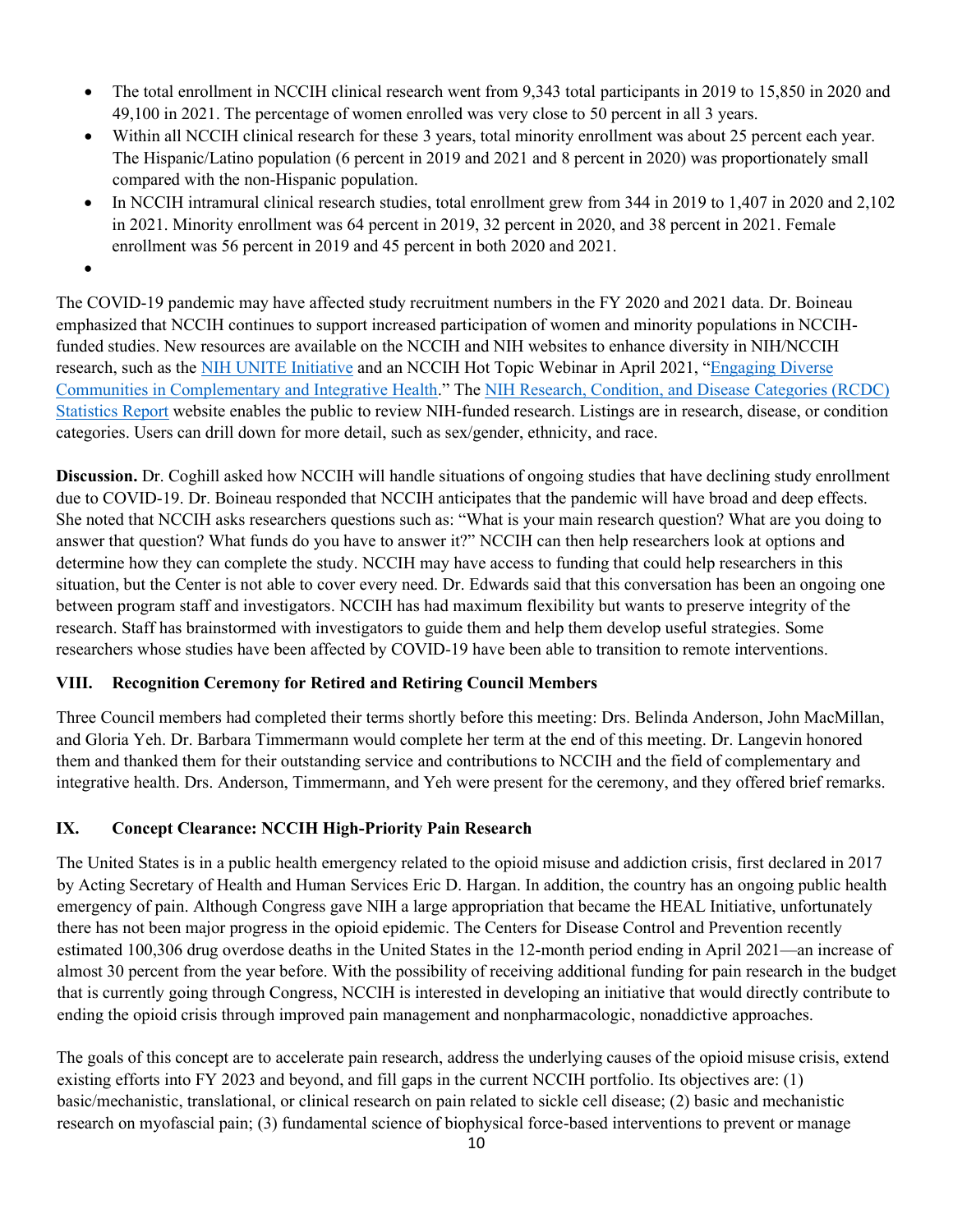- The total enrollment in NCCIH clinical research went from 9,343 total participants in 2019 to 15,850 in 2020 and 49,100 in 2021. The percentage of women enrolled was very close to 50 percent in all 3 years.
- Within all NCCIH clinical research for these 3 years, total minority enrollment was about 25 percent each year. The Hispanic/Latino population (6 percent in 2019 and 2021 and 8 percent in 2020) was proportionately small compared with the non-Hispanic population.
- In NCCIH intramural clinical research studies, total enrollment grew from 344 in 2019 to 1,407 in 2020 and 2,102 in 2021. Minority enrollment was 64 percent in 2019, 32 percent in 2020, and 38 percent in 2021. Female enrollment was 56 percent in 2019 and 45 percent in both 2020 and 2021.

The COVID-19 pandemic may have affected study recruitment numbers in the FY 2020 and 2021 data. Dr. Boineau emphasized that NCCIH continues to support increased participation of women and minority populations in NCCIH-funded studies. New resources are available on the NCCIH and NIH websites to enhance diversity in NIH/NCCIH research, such as the NIH UNITE Initiative and an NCCIH Hot Topic Webinar in April 2021, "Engaging Diverse Communities in Complementary and Integrative Health." The NIH Research, Condition, and Disease Categories (RCDC) Statistics Report website enables the public to review NIH-funded research. Listings are in research, disease, or condition categories. Users can drill down for more detail, such as sex/gender, ethnicity, and race.

**Discussion.** Dr. Coghill asked how NCCIH will handle situations of ongoing studies that have declining study enrollment due to COVID-19. Dr. Boineau responded that NCCIH anticipates that the pandemic will have broad and deep effects. She noted that NCCIH asks researchers questions such as: "What is your main research question? What are you doing to answer that question? What funds do you have to answer it?" NCCIH can then help researchers look at options and determine how they can complete the study. NCCIH may have access to funding that could help researchers in this situation, but the Center is not able to cover every need. Dr. Edwards said that this conversation has been an ongoing one between program staff and investigators. NCCIH has had maximum flexibility but wants to preserve integrity of the research. Staff has brainstormed with investigators to guide them and help them develop useful strategies. Some researchers whose studies have been affected by COVID-19 have been able to transition to remote interventions.

## VIII. Recognition Ceremony for Retired and Retiring Council Members

Three Council members had completed their terms shortly before this meeting: Drs. Belinda Anderson, John MacMillan, and Gloria Yeh. Dr. Barbara Timmermann would complete her term at the end of this meeting. Dr. Langevin honored them and thanked them for their outstanding service and contributions to NCCIH and the field of complementary and integrative health. Drs. Anderson, Timmermann, and Yeh were present for the ceremony, and they offered brief remarks.

## IX. Concept Clearance: NCCIH High-Priority Pain Research

The United States is in a public health emergency related to the opioid misuse and addiction crisis, first declared in 2017 by Acting Secretary of Health and Human Services Eric D. Hargan. In addition, the country has an ongoing public health emergency of pain. Although Congress gave NIH a large appropriation that became the HEAL Initiative, unfortunately there has not been major progress in the opioid epidemic. The Centers for Disease Control and Prevention recently estimated 100,306 drug overdose deaths in the United States in the 12-month period ending in April 2021—an increase of almost 30 percent from the year before. With the possibility of receiving additional funding for pain research in the budget that is currently going through Congress, NCCIH is interested in developing an initiative that would directly contribute to ending the opioid crisis through improved pain management and nonpharmacologic, nonaddictive approaches.

The goals of this concept are to accelerate pain research, address the underlying causes of the opioid misuse crisis, extend existing efforts into FY 2023 and beyond, and fill gaps in the current NCCIH portfolio. Its objectives are: (1) basic/mechanistic, translational, or clinical research on pain related to sickle cell disease; (2) basic and mechanistic research on myofascial pain; (3) fundamental science of biophysical force-based interventions to prevent or manage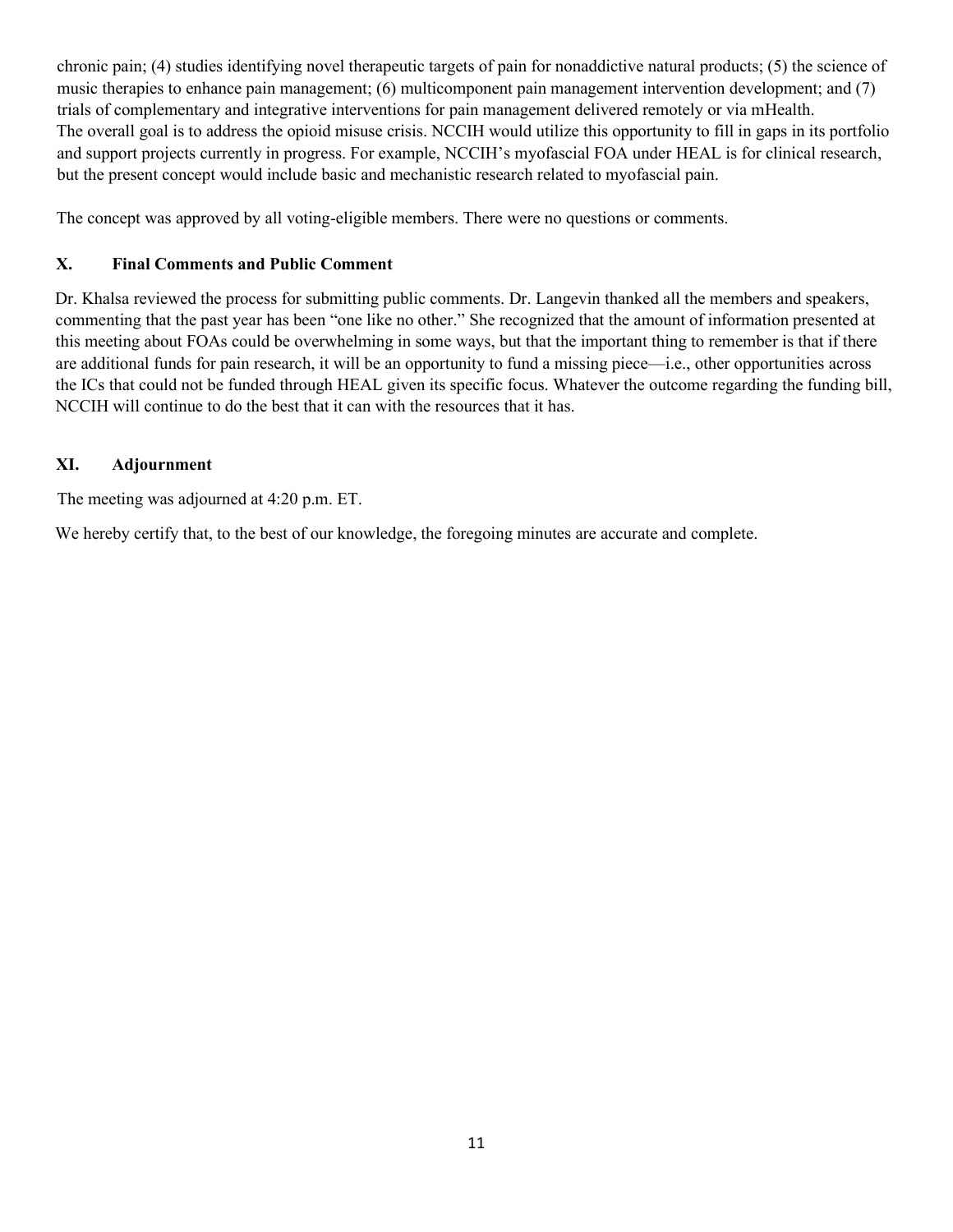chronic pain; (4) studies identifying novel therapeutic targets of pain for nonaddictive natural products; (5) the science of music therapies to enhance pain management; (6) multicomponent pain management intervention development; and (7) trials of complementary and integrative interventions for pain management delivered remotely or via mHealth. The overall goal is to address the opioid misuse crisis. NCCIH would utilize this opportunity to fill in gaps in its portfolio and support projects currently in progress. For example, NCCIH's myofascial FOA under HEAL is for clinical research, but the present concept would include basic and mechanistic research related to myofascial pain.

The concept was approved by all voting-eligible members. There were no questions or comments.

## X. Final Comments and Public Comment

Dr. Khalsa reviewed the process for submitting public comments. Dr. Langevin thanked all the members and speakers, commenting that the past year has been "one like no other." She recognized that the amount of information presented at this meeting about FOAs could be overwhelming in some ways, but that the important thing to remember is that if there are additional funds for pain research, it will be an opportunity to fund a missing piece—i.e., other opportunities across the ICs that could not be funded through HEAL given its specific focus. Whatever the outcome regarding the funding bill, NCCIH will continue to do the best that it can with the resources that it has.

## XI. Adjournment

The meeting was adjourned at 4:20 p.m. ET.

We hereby certify that, to the best of our knowledge, the foregoing minutes are accurate and complete.